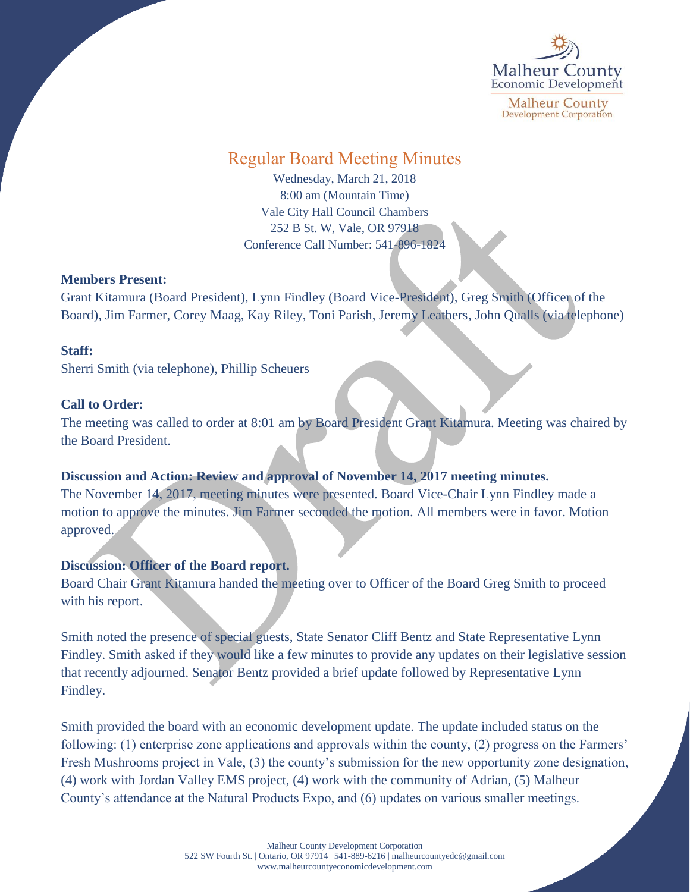Malheur County Economic Development

Malheur County Development Corporation

# Regular Board Meeting Minutes

Wednesday, March 21, 2018
8:00 am (Mountain Time)
Vale City Hall Council Chambers
252 B St. W, Vale, OR 97918
Conference Call Number: 541-896-1824

**Members Present:**

Grant Kitamura (Board President), Lynn Findley (Board Vice-President), Greg Smith (Officer of the Board), Jim Farmer, Corey Maag, Kay Riley, Toni Parish, Jeremy Leathers, John Qualls (via telephone)

**Staff:**

Sherri Smith (via telephone), Phillip Scheuers

**Call to Order:**

The meeting was called to order at 8:01 am by Board President Grant Kitamura. Meeting was chaired by the Board President.

**Discussion and Action: Review and approval of November 14, 2017 meeting minutes.**

The November 14, 2017, meeting minutes were presented. Board Vice-Chair Lynn Findley made a motion to approve the minutes. Jim Farmer seconded the motion. All members were in favor. Motion approved.

**Discussion: Officer of the Board report.**

Board Chair Grant Kitamura handed the meeting over to Officer of the Board Greg Smith to proceed with his report.

Smith noted the presence of special guests, State Senator Cliff Bentz and State Representative Lynn Findley. Smith asked if they would like a few minutes to provide any updates on their legislative session that recently adjourned. Senator Bentz provided a brief update followed by Representative Lynn Findley.

Smith provided the board with an economic development update. The update included status on the following: (1) enterprise zone applications and approvals within the county, (2) progress on the Farmers' Fresh Mushrooms project in Vale, (3) the county's submission for the new opportunity zone designation, (4) work with Jordan Valley EMS project, (4) work with the community of Adrian, (5) Malheur County's attendance at the Natural Products Expo, and (6) updates on various smaller meetings.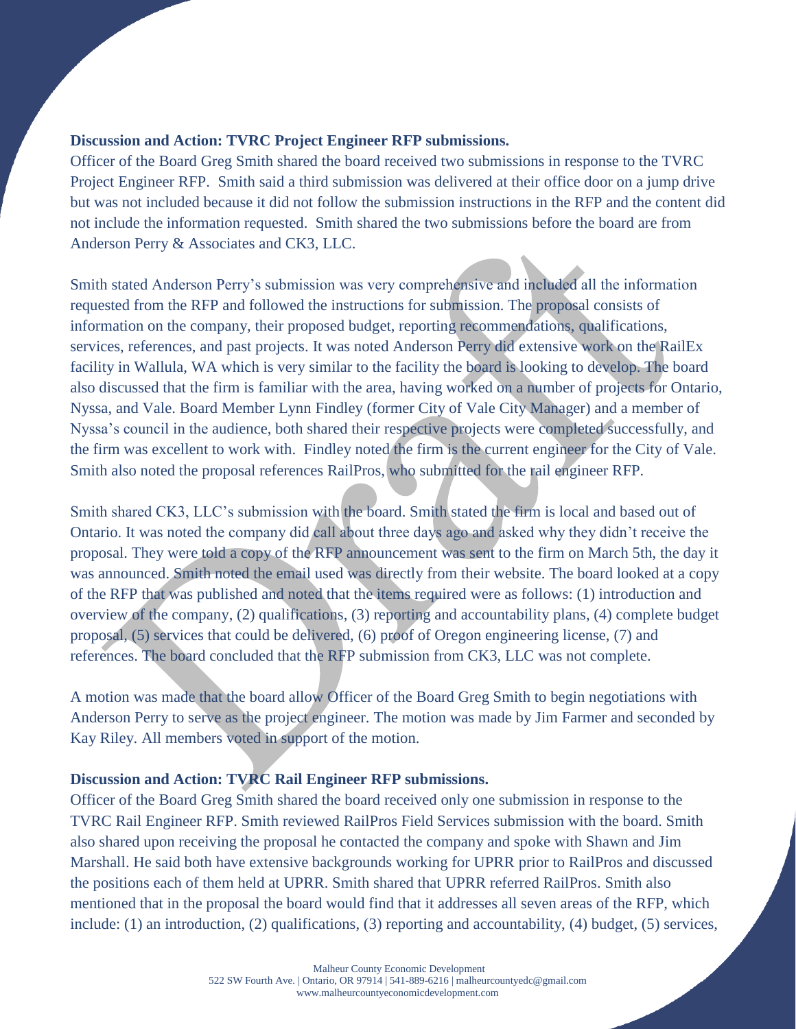**Discussion and Action: TVRC Project Engineer RFP submissions.**

Officer of the Board Greg Smith shared the board received two submissions in response to the TVRC Project Engineer RFP. Smith said a third submission was delivered at their office door on a jump drive but was not included because it did not follow the submission instructions in the RFP and the content did not include the information requested. Smith shared the two submissions before the board are from Anderson Perry & Associates and CK3, LLC.

Smith stated Anderson Perry's submission was very comprehensive and included all the information requested from the RFP and followed the instructions for submission. The proposal consists of information on the company, their proposed budget, reporting recommendations, qualifications, services, references, and past projects. It was noted Anderson Perry did extensive work on the RailEx facility in Wallula, WA which is very similar to the facility the board is looking to develop. The board also discussed that the firm is familiar with the area, having worked on a number of projects for Ontario, Nyssa, and Vale. Board Member Lynn Findley (former City of Vale City Manager) and a member of Nyssa's council in the audience, both shared their respective projects were completed successfully, and the firm was excellent to work with. Findley noted the firm is the current engineer for the City of Vale. Smith also noted the proposal references RailPros, who submitted for the rail engineer RFP.

Smith shared CK3, LLC's submission with the board. Smith stated the firm is local and based out of Ontario. It was noted the company did call about three days ago and asked why they didn't receive the proposal. They were told a copy of the RFP announcement was sent to the firm on March 5th, the day it was announced. Smith noted the email used was directly from their website. The board looked at a copy of the RFP that was published and noted that the items required were as follows: (1) introduction and overview of the company, (2) qualifications, (3) reporting and accountability plans, (4) complete budget proposal, (5) services that could be delivered, (6) proof of Oregon engineering license, (7) and references. The board concluded that the RFP submission from CK3, LLC was not complete.

A motion was made that the board allow Officer of the Board Greg Smith to begin negotiations with Anderson Perry to serve as the project engineer. The motion was made by Jim Farmer and seconded by Kay Riley. All members voted in support of the motion.

**Discussion and Action: TVRC Rail Engineer RFP submissions.**

Officer of the Board Greg Smith shared the board received only one submission in response to the TVRC Rail Engineer RFP. Smith reviewed RailPros Field Services submission with the board. Smith also shared upon receiving the proposal he contacted the company and spoke with Shawn and Jim Marshall. He said both have extensive backgrounds working for UPRR prior to RailPros and discussed the positions each of them held at UPRR. Smith shared that UPRR referred RailPros. Smith also mentioned that in the proposal the board would find that it addresses all seven areas of the RFP, which include: (1) an introduction, (2) qualifications, (3) reporting and accountability, (4) budget, (5) services,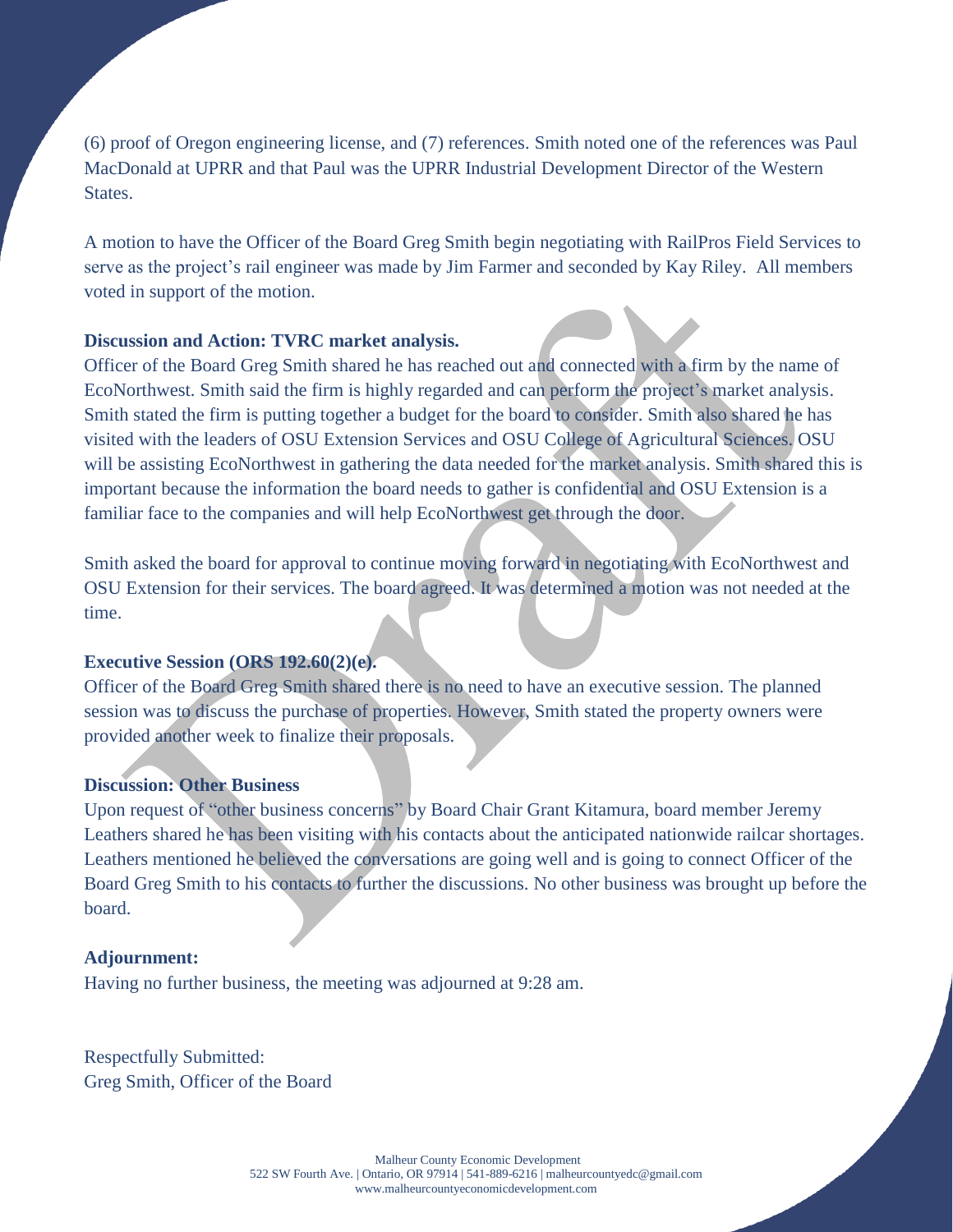(6) proof of Oregon engineering license, and (7) references. Smith noted one of the references was Paul MacDonald at UPRR and that Paul was the UPRR Industrial Development Director of the Western States.

A motion to have the Officer of the Board Greg Smith begin negotiating with RailPros Field Services to serve as the project's rail engineer was made by Jim Farmer and seconded by Kay Riley. All members voted in support of the motion.

**Discussion and Action: TVRC market analysis.**

Officer of the Board Greg Smith shared he has reached out and connected with a firm by the name of EcoNorthwest. Smith said the firm is highly regarded and can perform the project's market analysis. Smith stated the firm is putting together a budget for the board to consider. Smith also shared he has visited with the leaders of OSU Extension Services and OSU College of Agricultural Sciences. OSU will be assisting EcoNorthwest in gathering the data needed for the market analysis. Smith shared this is important because the information the board needs to gather is confidential and OSU Extension is a familiar face to the companies and will help EcoNorthwest get through the door.

Smith asked the board for approval to continue moving forward in negotiating with EcoNorthwest and OSU Extension for their services. The board agreed. It was determined a motion was not needed at the time.

**Executive Session (ORS 192.60(2)(e).**

Officer of the Board Greg Smith shared there is no need to have an executive session. The planned session was to discuss the purchase of properties. However, Smith stated the property owners were provided another week to finalize their proposals.

**Discussion: Other Business**

Upon request of "other business concerns" by Board Chair Grant Kitamura, board member Jeremy Leathers shared he has been visiting with his contacts about the anticipated nationwide railcar shortages. Leathers mentioned he believed the conversations are going well and is going to connect Officer of the Board Greg Smith to his contacts to further the discussions. No other business was brought up before the board.

**Adjournment:**

Having no further business, the meeting was adjourned at 9:28 am.

Respectfully Submitted:
Greg Smith, Officer of the Board

Draft